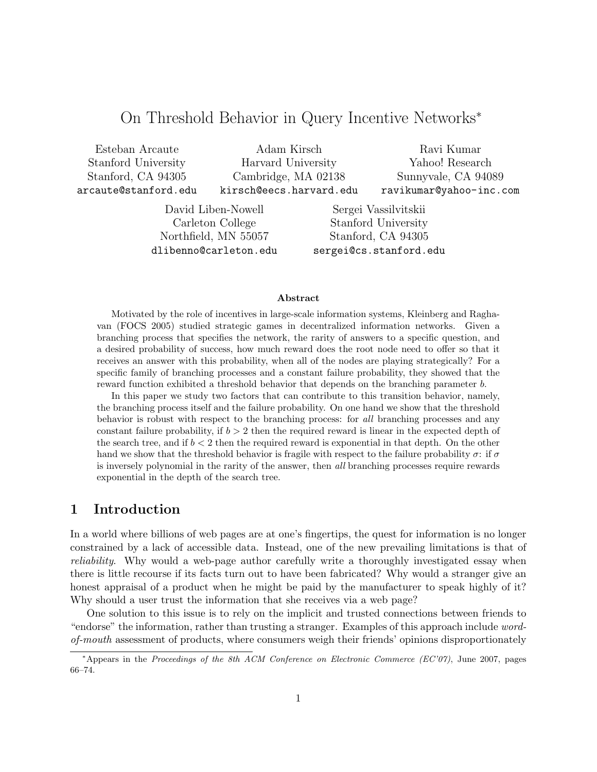# On Threshold Behavior in Query Incentive Networks*

Esteban Arcaute
Stanford University
Stanford, CA 94305
arcaute@stanford.edu

Adam Kirsch
Harvard University
Cambridge, MA 02138
kirsch@eecs.harvard.edu

Ravi Kumar
Yahoo! Research
Sunnyvale, CA 94089
ravikumar@yahoo-inc.com

David Liben-Nowell
Carleton College
Northfield, MN 55057
dlibenno@carleton.edu

Sergei Vassilvitskii
Stanford University
Stanford, CA 94305
sergei@cs.stanford.edu

### Abstract

Motivated by the role of incentives in large-scale information systems, Kleinberg and Raghavan (FOCS 2005) studied strategic games in decentralized information networks. Given a branching process that specifies the network, the rarity of answers to a specific question, and a desired probability of success, how much reward does the root node need to offer so that it receives an answer with this probability, when all of the nodes are playing strategically? For a specific family of branching processes and a constant failure probability, they showed that the reward function exhibited a threshold behavior that depends on the branching parameter $b$.

In this paper we study two factors that can contribute to this transition behavior, namely, the branching process itself and the failure probability. On one hand we show that the threshold behavior is robust with respect to the branching process: for *all* branching processes and any constant failure probability, if $b > 2$ then the required reward is linear in the expected depth of the search tree, and if $b < 2$ then the required reward is exponential in that depth. On the other hand we show that the threshold behavior is fragile with respect to the failure probability $\sigma$: if $\sigma$ is inversely polynomial in the rarity of the answer, then *all* branching processes require rewards exponential in the depth of the search tree.

## 1 Introduction

In a world where billions of web pages are at one's fingertips, the quest for information is no longer constrained by a lack of accessible data. Instead, one of the new prevailing limitations is that of *reliability*. Why would a web-page author carefully write a thoroughly investigated essay when there is little recourse if its facts turn out to have been fabricated? Why would a stranger give an honest appraisal of a product when he might be paid by the manufacturer to speak highly of it? Why should a user trust the information that she receives via a web page?

One solution to this issue is to rely on the implicit and trusted connections between friends to "endorse" the information, rather than trusting a stranger. Examples of this approach include *word-of-mouth* assessment of products, where consumers weigh their friends' opinions disproportionately

*Appears in the *Proceedings of the 8th ACM Conference on Electronic Commerce (EC'07)*, June 2007, pages 66–74.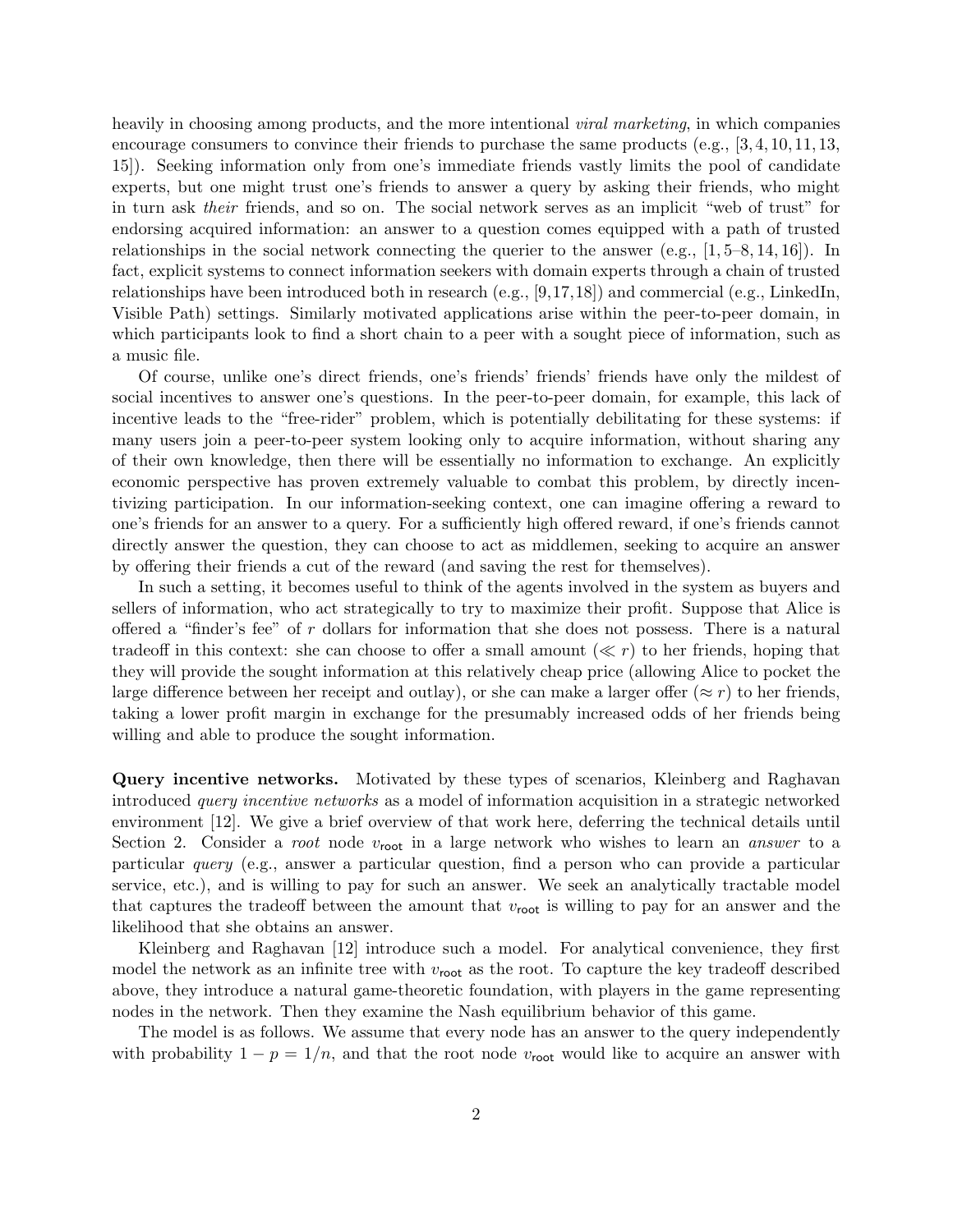heavily in choosing among products, and the more intentional *viral marketing*, in which companies encourage consumers to convince their friends to purchase the same products (e.g., [3, 4, 10, 11, 13, 15]). Seeking information only from one's immediate friends vastly limits the pool of candidate experts, but one might trust one's friends to answer a query by asking their friends, who might in turn ask *their* friends, and so on. The social network serves as an implicit "web of trust" for endorsing acquired information: an answer to a question comes equipped with a path of trusted relationships in the social network connecting the querier to the answer (e.g., [1, 5–8, 14, 16]). In fact, explicit systems to connect information seekers with domain experts through a chain of trusted relationships have been introduced both in research (e.g., [9,17,18]) and commercial (e.g., LinkedIn, Visible Path) settings. Similarly motivated applications arise within the peer-to-peer domain, in which participants look to find a short chain to a peer with a sought piece of information, such as a music file.

Of course, unlike one's direct friends, one's friends' friends' friends have only the mildest of social incentives to answer one's questions. In the peer-to-peer domain, for example, this lack of incentive leads to the "free-rider" problem, which is potentially debilitating for these systems: if many users join a peer-to-peer system looking only to acquire information, without sharing any of their own knowledge, then there will be essentially no information to exchange. An explicitly economic perspective has proven extremely valuable to combat this problem, by directly incentivizing participation. In our information-seeking context, one can imagine offering a reward to one's friends for an answer to a query. For a sufficiently high offered reward, if one's friends cannot directly answer the question, they can choose to act as middlemen, seeking to acquire an answer by offering their friends a cut of the reward (and saving the rest for themselves).

In such a setting, it becomes useful to think of the agents involved in the system as buyers and sellers of information, who act strategically to try to maximize their profit. Suppose that Alice is offered a "finder's fee" of $r$ dollars for information that she does not possess. There is a natural tradeoff in this context: she can choose to offer a small amount ($\ll r$) to her friends, hoping that they will provide the sought information at this relatively cheap price (allowing Alice to pocket the large difference between her receipt and outlay), or she can make a larger offer ($\approx r$) to her friends, taking a lower profit margin in exchange for the presumably increased odds of her friends being willing and able to produce the sought information.

**Query incentive networks.** Motivated by these types of scenarios, Kleinberg and Raghavan introduced *query incentive networks* as a model of information acquisition in a strategic networked environment [12]. We give a brief overview of that work here, deferring the technical details until Section 2. Consider a *root* node $v_{\mathsf{root}}$ in a large network who wishes to learn an *answer* to a particular *query* (e.g., answer a particular question, find a person who can provide a particular service, etc.), and is willing to pay for such an answer. We seek an analytically tractable model that captures the tradeoff between the amount that $v_{\mathsf{root}}$ is willing to pay for an answer and the likelihood that she obtains an answer.

Kleinberg and Raghavan [12] introduce such a model. For analytical convenience, they first model the network as an infinite tree with $v_{\mathsf{root}}$ as the root. To capture the key tradeoff described above, they introduce a natural game-theoretic foundation, with players in the game representing nodes in the network. Then they examine the Nash equilibrium behavior of this game.

The model is as follows. We assume that every node has an answer to the query independently with probability $1 - p = 1/n$, and that the root node $v_{\mathsf{root}}$ would like to acquire an answer with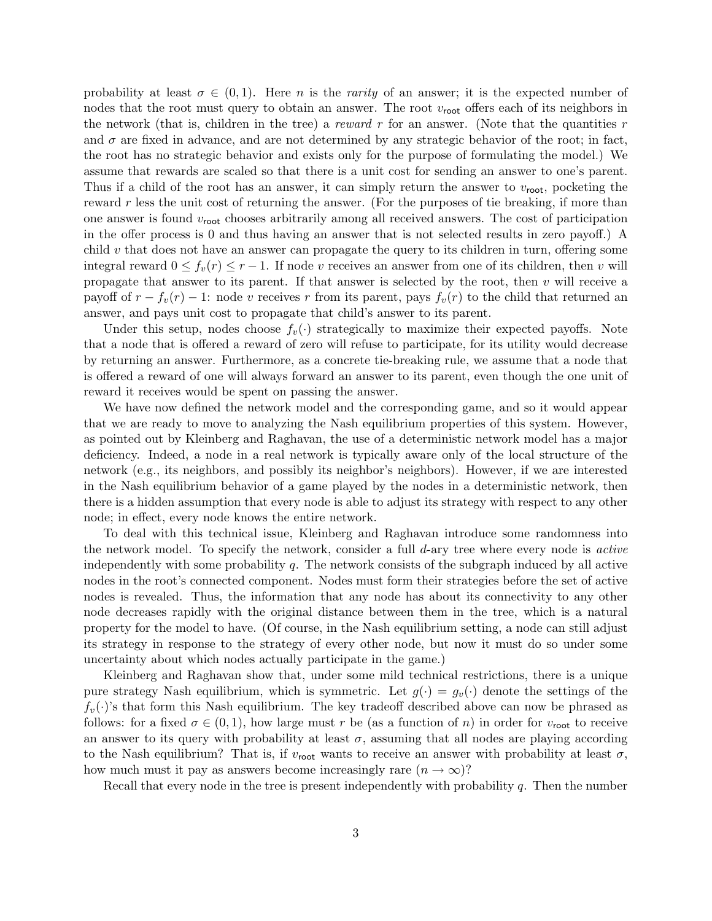probability at least $\sigma \in (0, 1)$. Here $n$ is the *rarity* of an answer; it is the expected number of nodes that the root must query to obtain an answer. The root $v_{\mathsf{root}}$ offers each of its neighbors in the network (that is, children in the tree) a *reward* $r$ for an answer. (Note that the quantities $r$ and $\sigma$ are fixed in advance, and are not determined by any strategic behavior of the root; in fact, the root has no strategic behavior and exists only for the purpose of formulating the model.) We assume that rewards are scaled so that there is a unit cost for sending an answer to one's parent. Thus if a child of the root has an answer, it can simply return the answer to $v_{\mathsf{root}}$, pocketing the reward $r$ less the unit cost of returning the answer. (For the purposes of tie breaking, if more than one answer is found $v_{\mathsf{root}}$ chooses arbitrarily among all received answers. The cost of participation in the offer process is 0 and thus having an answer that is not selected results in zero payoff.) A child $v$ that does not have an answer can propagate the query to its children in turn, offering some integral reward $0 \leq f_v(r) \leq r - 1$. If node $v$ receives an answer from one of its children, then $v$ will propagate that answer to its parent. If that answer is selected by the root, then $v$ will receive a payoff of $r - f_v(r) - 1$: node $v$ receives $r$ from its parent, pays $f_v(r)$ to the child that returned an answer, and pays unit cost to propagate that child's answer to its parent.

Under this setup, nodes choose $f_v(\cdot)$ strategically to maximize their expected payoffs. Note that a node that is offered a reward of zero will refuse to participate, for its utility would decrease by returning an answer. Furthermore, as a concrete tie-breaking rule, we assume that a node that is offered a reward of one will always forward an answer to its parent, even though the one unit of reward it receives would be spent on passing the answer.

We have now defined the network model and the corresponding game, and so it would appear that we are ready to move to analyzing the Nash equilibrium properties of this system. However, as pointed out by Kleinberg and Raghavan, the use of a deterministic network model has a major deficiency. Indeed, a node in a real network is typically aware only of the local structure of the network (e.g., its neighbors, and possibly its neighbor's neighbors). However, if we are interested in the Nash equilibrium behavior of a game played by the nodes in a deterministic network, then there is a hidden assumption that every node is able to adjust its strategy with respect to any other node; in effect, every node knows the entire network.

To deal with this technical issue, Kleinberg and Raghavan introduce some randomness into the network model. To specify the network, consider a full $d$-ary tree where every node is *active* independently with some probability $q$. The network consists of the subgraph induced by all active nodes in the root's connected component. Nodes must form their strategies before the set of active nodes is revealed. Thus, the information that any node has about its connectivity to any other node decreases rapidly with the original distance between them in the tree, which is a natural property for the model to have. (Of course, in the Nash equilibrium setting, a node can still adjust its strategy in response to the strategy of every other node, but now it must do so under some uncertainty about which nodes actually participate in the game.)

Kleinberg and Raghavan show that, under some mild technical restrictions, there is a unique pure strategy Nash equilibrium, which is symmetric. Let $g(\cdot) = g_v(\cdot)$ denote the settings of the $f_v(\cdot)$'s that form this Nash equilibrium. The key tradeoff described above can now be phrased as follows: for a fixed $\sigma \in (0, 1)$, how large must $r$ be (as a function of $n$) in order for $v_{\mathsf{root}}$ to receive an answer to its query with probability at least $\sigma$, assuming that all nodes are playing according to the Nash equilibrium? That is, if $v_{\mathsf{root}}$ wants to receive an answer with probability at least $\sigma$, how much must it pay as answers become increasingly rare ($n \to \infty$)?

Recall that every node in the tree is present independently with probability $q$. Then the number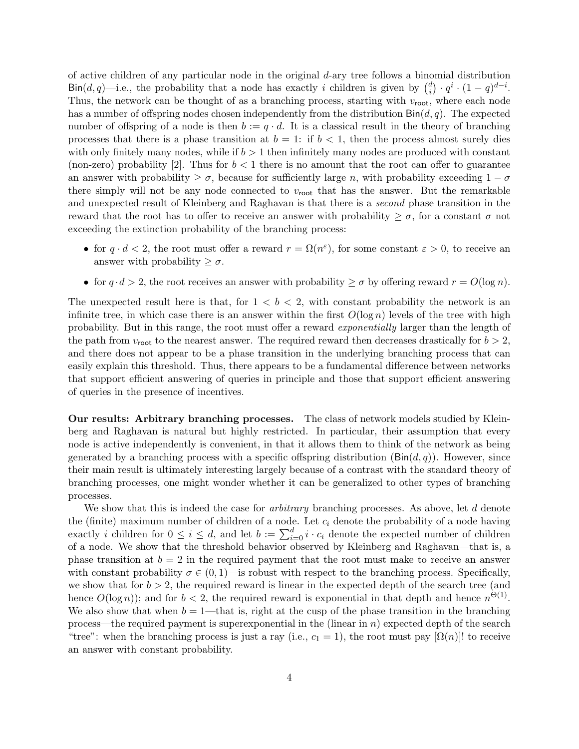of active children of any particular node in the original $d$-ary tree follows a binomial distribution $\mathsf{Bin}(d, q)$—i.e., the probability that a node has exactly $i$ children is given by $\binom{d}{i} \cdot q^i \cdot (1-q)^{d-i}$. Thus, the network can be thought of as a branching process, starting with $v_{\mathsf{root}}$, where each node has a number of offspring nodes chosen independently from the distribution $\mathsf{Bin}(d, q)$. The expected number of offspring of a node is then $b := q \cdot d$. It is a classical result in the theory of branching processes that there is a phase transition at $b = 1$: if $b < 1$, then the process almost surely dies with only finitely many nodes, while if $b > 1$ then infinitely many nodes are produced with constant (non-zero) probability [2]. Thus for $b < 1$ there is no amount that the root can offer to guarantee an answer with probability $\geq \sigma$, because for sufficiently large $n$, with probability exceeding $1 - \sigma$ there simply will not be any node connected to $v_{\mathsf{root}}$ that has the answer. But the remarkable and unexpected result of Kleinberg and Raghavan is that there is a *second* phase transition in the reward that the root has to offer to receive an answer with probability $\geq \sigma$, for a constant $\sigma$ not exceeding the extinction probability of the branching process:

- for $q \cdot d < 2$, the root must offer a reward $r = \Omega(n^{\varepsilon})$, for some constant $\varepsilon > 0$, to receive an answer with probability $\geq \sigma$.
- for $q \cdot d > 2$, the root receives an answer with probability $\geq \sigma$ by offering reward $r = O(\log n)$.

The unexpected result here is that, for $1 < b < 2$, with constant probability the network is an infinite tree, in which case there is an answer within the first $O(\log n)$ levels of the tree with high probability. But in this range, the root must offer a reward *exponentially* larger than the length of the path from $v_{\mathsf{root}}$ to the nearest answer. The required reward then decreases drastically for $b > 2$, and there does not appear to be a phase transition in the underlying branching process that can easily explain this threshold. Thus, there appears to be a fundamental difference between networks that support efficient answering of queries in principle and those that support efficient answering of queries in the presence of incentives.

**Our results: Arbitrary branching processes.** The class of network models studied by Kleinberg and Raghavan is natural but highly restricted. In particular, their assumption that every node is active independently is convenient, in that it allows them to think of the network as being generated by a branching process with a specific offspring distribution ($\mathsf{Bin}(d, q)$). However, since their main result is ultimately interesting largely because of a contrast with the standard theory of branching processes, one might wonder whether it can be generalized to other types of branching processes.

We show that this is indeed the case for *arbitrary* branching processes. As above, let $d$ denote the (finite) maximum number of children of a node. Let $c_i$ denote the probability of a node having exactly $i$ children for $0 \leq i \leq d$, and let $b := \sum_{i=0}^{d} i \cdot c_i$ denote the expected number of children of a node. We show that the threshold behavior observed by Kleinberg and Raghavan—that is, a phase transition at $b = 2$ in the required payment that the root must make to receive an answer with constant probability $\sigma \in (0, 1)$—is robust with respect to the branching process. Specifically, we show that for $b > 2$, the required reward is linear in the expected depth of the search tree (and hence $O(\log n)$); and for $b < 2$, the required reward is exponential in that depth and hence $n^{\Theta(1)}$. We also show that when $b = 1$—that is, right at the cusp of the phase transition in the branching process—the required payment is superexponential in the (linear in $n$) expected depth of the search "tree": when the branching process is just a ray (i.e., $c_1 = 1$), the root must pay $[\Omega(n)]!$ to receive an answer with constant probability.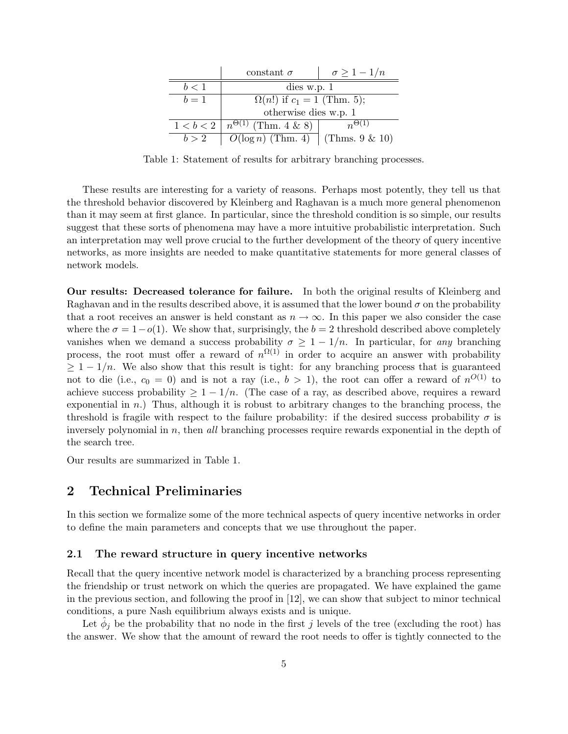| | constant $\sigma$ | $\sigma \geq 1 - 1/n$ |
|---|---|---|
| $b < 1$ | dies w.p. 1 | |
| $b = 1$ | $\Omega(n!)$ if $c_1 = 1$ (Thm. 5); otherwise dies w.p. 1 | |
| $1 < b < 2$ | $n^{\Theta(1)}$ (Thm. 4 & 8) | $n^{\Theta(1)}$ |
| $b > 2$ | $O(\log n)$ (Thm. 4) | (Thms. 9 & 10) |

Table 1: Statement of results for arbitrary branching processes.

These results are interesting for a variety of reasons. Perhaps most potently, they tell us that the threshold behavior discovered by Kleinberg and Raghavan is a much more general phenomenon than it may seem at first glance. In particular, since the threshold condition is so simple, our results suggest that these sorts of phenomena may have a more intuitive probabilistic interpretation. Such an interpretation may well prove crucial to the further development of the theory of query incentive networks, as more insights are needed to make quantitative statements for more general classes of network models.

**Our results: Decreased tolerance for failure.** In both the original results of Kleinberg and Raghavan and in the results described above, it is assumed that the lower bound $\sigma$ on the probability that a root receives an answer is held constant as $n \to \infty$. In this paper we also consider the case where the $\sigma = 1 - o(1)$. We show that, surprisingly, the $b = 2$ threshold described above completely vanishes when we demand a success probability $\sigma \geq 1 - 1/n$. In particular, for *any* branching process, the root must offer a reward of $n^{\Omega(1)}$ in order to acquire an answer with probability $\geq 1 - 1/n$. We also show that this result is tight: for any branching process that is guaranteed not to die (i.e., $c_0 = 0$) and is not a ray (i.e., $b > 1$), the root can offer a reward of $n^{O(1)}$ to achieve success probability $\geq 1 - 1/n$. (The case of a ray, as described above, requires a reward exponential in $n$.) Thus, although it is robust to arbitrary changes to the branching process, the threshold is fragile with respect to the failure probability: if the desired success probability $\sigma$ is inversely polynomial in $n$, then *all* branching processes require rewards exponential in the depth of the search tree.

Our results are summarized in Table 1.

## 2 Technical Preliminaries

In this section we formalize some of the more technical aspects of query incentive networks in order to define the main parameters and concepts that we use throughout the paper.

### 2.1 The reward structure in query incentive networks

Recall that the query incentive network model is characterized by a branching process representing the friendship or trust network on which the queries are propagated. We have explained the game in the previous section, and following the proof in [12], we can show that subject to minor technical conditions, a pure Nash equilibrium always exists and is unique.

Let $\hat{\phi}_j$ be the probability that no node in the first $j$ levels of the tree (excluding the root) has the answer. We show that the amount of reward the root needs to offer is tightly connected to the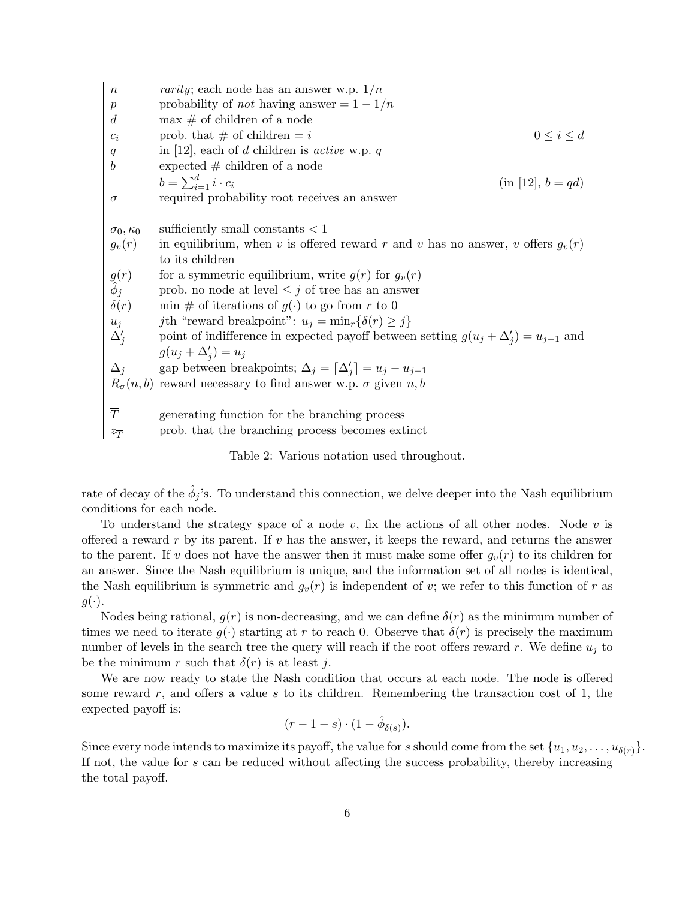| | | |
|---|---|---|
| $n$ | *rarity*; each node has an answer w.p. $1/n$ | |
| $p$ | probability of *not* having answer $= 1 - 1/n$ | |
| $d$ | max # of children of a node | |
| $c_i$ | prob. that # of children $= i$ | $0 \le i \le d$ |
| $q$ | in [12], each of $d$ children is *active* w.p. $q$ | |
| $b$ | expected # children of a node | |
| | $b = \sum_{i=1}^{d} i \cdot c_i$ | (in [12], $b = qd$) |
| $\sigma$ | required probability root receives an answer | |
| | | |
| $\sigma_0, \kappa_0$ | sufficiently small constants $< 1$ | |
| $g_v(r)$ | in equilibrium, when $v$ is offered reward $r$ and $v$ has no answer, $v$ offers $g_v(r)$ to its children | |
| $g(r)$ | for a symmetric equilibrium, write $g(r)$ for $g_v(r)$ | |
| $\hat{\phi}_j$ | prob. no node at level $\le j$ of tree has an answer | |
| $\delta(r)$ | min # of iterations of $g(\cdot)$ to go from $r$ to 0 | |
| $u_j$ | $j$th "reward breakpoint": $u_j = \min_r\{\delta(r) \ge j\}$ | |
| $\Delta'_j$ | point of indifference in expected payoff between setting $g(u_j + \Delta'_j) = u_{j-1}$ and $g(u_j + \Delta'_j) = u_j$ | |
| $\Delta_j$ | gap between breakpoints; $\Delta_j = \lceil \Delta'_j \rceil = u_j - u_{j-1}$ | |
| $R_\sigma(n,b)$ | reward necessary to find answer w.p. $\sigma$ given $n, b$ | |
| | | |
| $\overline{T}$ | generating function for the branching process | |
| $z_{\overline{T}}$ | prob. that the branching process becomes extinct | |

Table 2: Various notation used throughout.

rate of decay of the $\hat{\phi}_j$'s. To understand this connection, we delve deeper into the Nash equilibrium conditions for each node.

To understand the strategy space of a node $v$, fix the actions of all other nodes. Node $v$ is offered a reward $r$ by its parent. If $v$ has the answer, it keeps the reward, and returns the answer to the parent. If $v$ does not have the answer then it must make some offer $g_v(r)$ to its children for an answer. Since the Nash equilibrium is unique, and the information set of all nodes is identical, the Nash equilibrium is symmetric and $g_v(r)$ is independent of $v$; we refer to this function of $r$ as $g(\cdot)$.

Nodes being rational, $g(r)$ is non-decreasing, and we can define $\delta(r)$ as the minimum number of times we need to iterate $g(\cdot)$ starting at $r$ to reach 0. Observe that $\delta(r)$ is precisely the maximum number of levels in the search tree the query will reach if the root offers reward $r$. We define $u_j$ to be the minimum $r$ such that $\delta(r)$ is at least $j$.

We are now ready to state the Nash condition that occurs at each node. The node is offered some reward $r$, and offers a value $s$ to its children. Remembering the transaction cost of 1, the expected payoff is:

$$(r - 1 - s) \cdot (1 - \hat{\phi}_{\delta(s)}).$$

Since every node intends to maximize its payoff, the value for $s$ should come from the set $\{u_1, u_2, \ldots, u_{\delta(r)}\}$. If not, the value for $s$ can be reduced without affecting the success probability, thereby increasing the total payoff.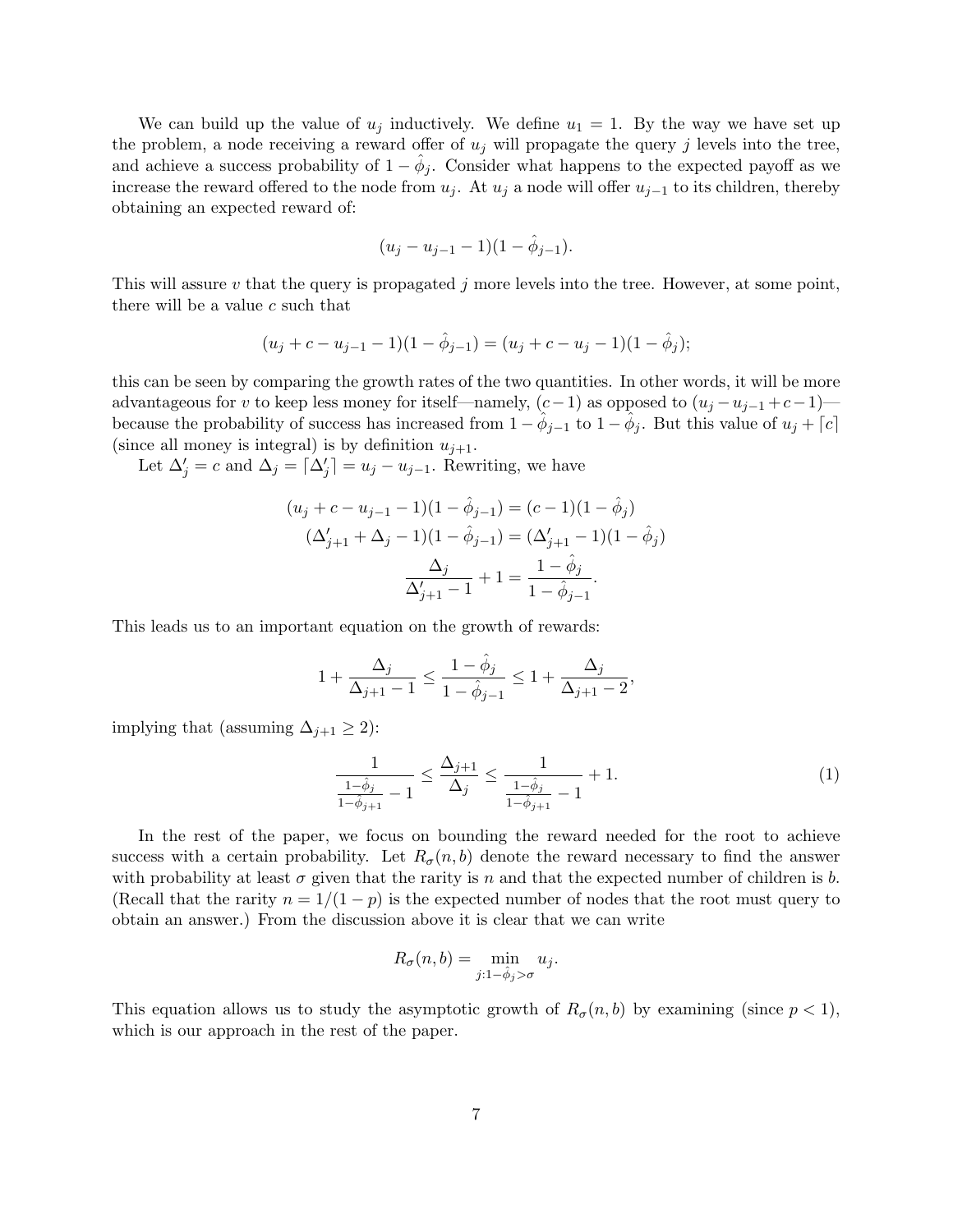We can build up the value of $u_j$ inductively. We define $u_1 = 1$. By the way we have set up the problem, a node receiving a reward offer of $u_j$ will propagate the query $j$ levels into the tree, and achieve a success probability of $1 - \hat{\phi}_j$. Consider what happens to the expected payoff as we increase the reward offered to the node from $u_j$. At $u_j$ a node will offer $u_{j-1}$ to its children, thereby obtaining an expected reward of:

$$(u_j - u_{j-1} - 1)(1 - \hat{\phi}_{j-1}).$$

This will assure $v$ that the query is propagated $j$ more levels into the tree. However, at some point, there will be a value $c$ such that

$$(u_j + c - u_{j-1} - 1)(1 - \hat{\phi}_{j-1}) = (u_j + c - u_j - 1)(1 - \hat{\phi}_j);$$

this can be seen by comparing the growth rates of the two quantities. In other words, it will be more advantageous for $v$ to keep less money for itself—namely, $(c-1)$ as opposed to $(u_j - u_{j-1} + c - 1)$—because the probability of success has increased from $1 - \hat{\phi}_{j-1}$ to $1 - \hat{\phi}_j$. But this value of $u_j + \lceil c \rceil$ (since all money is integral) is by definition $u_{j+1}$.

Let $\Delta'_j = c$ and $\Delta_j = \lceil \Delta'_j \rceil = u_j - u_{j-1}$. Rewriting, we have

$$\begin{aligned}
(u_j + c - u_{j-1} - 1)(1 - \hat{\phi}_{j-1}) &= (c - 1)(1 - \hat{\phi}_j) \\
(\Delta'_{j+1} + \Delta_j - 1)(1 - \hat{\phi}_{j-1}) &= (\Delta'_{j+1} - 1)(1 - \hat{\phi}_j) \\
\frac{\Delta_j}{\Delta'_{j+1} - 1} + 1 &= \frac{1 - \hat{\phi}_j}{1 - \hat{\phi}_{j-1}}.
\end{aligned}$$

This leads us to an important equation on the growth of rewards:

$$1 + \frac{\Delta_j}{\Delta_{j+1} - 1} \leq \frac{1 - \hat{\phi}_j}{1 - \hat{\phi}_{j-1}} \leq 1 + \frac{\Delta_j}{\Delta_{j+1} - 2},$$

implying that (assuming $\Delta_{j+1} \geq 2$):

$$\frac{1}{\frac{1-\hat{\phi}_j}{1-\hat{\phi}_{j+1}} - 1} \leq \frac{\Delta_{j+1}}{\Delta_j} \leq \frac{1}{\frac{1-\hat{\phi}_j}{1-\hat{\phi}_{j+1}} - 1} + 1. \tag{1}$$

In the rest of the paper, we focus on bounding the reward needed for the root to achieve success with a certain probability. Let $R_\sigma(n, b)$ denote the reward necessary to find the answer with probability at least $\sigma$ given that the rarity is $n$ and that the expected number of children is $b$. (Recall that the rarity $n = 1/(1-p)$ is the expected number of nodes that the root must query to obtain an answer.) From the discussion above it is clear that we can write

$$R_\sigma(n, b) = \min_{j : 1 - \hat{\phi}_j > \sigma} u_j.$$

This equation allows us to study the asymptotic growth of $R_\sigma(n, b)$ by examining (since $p < 1$), which is our approach in the rest of the paper.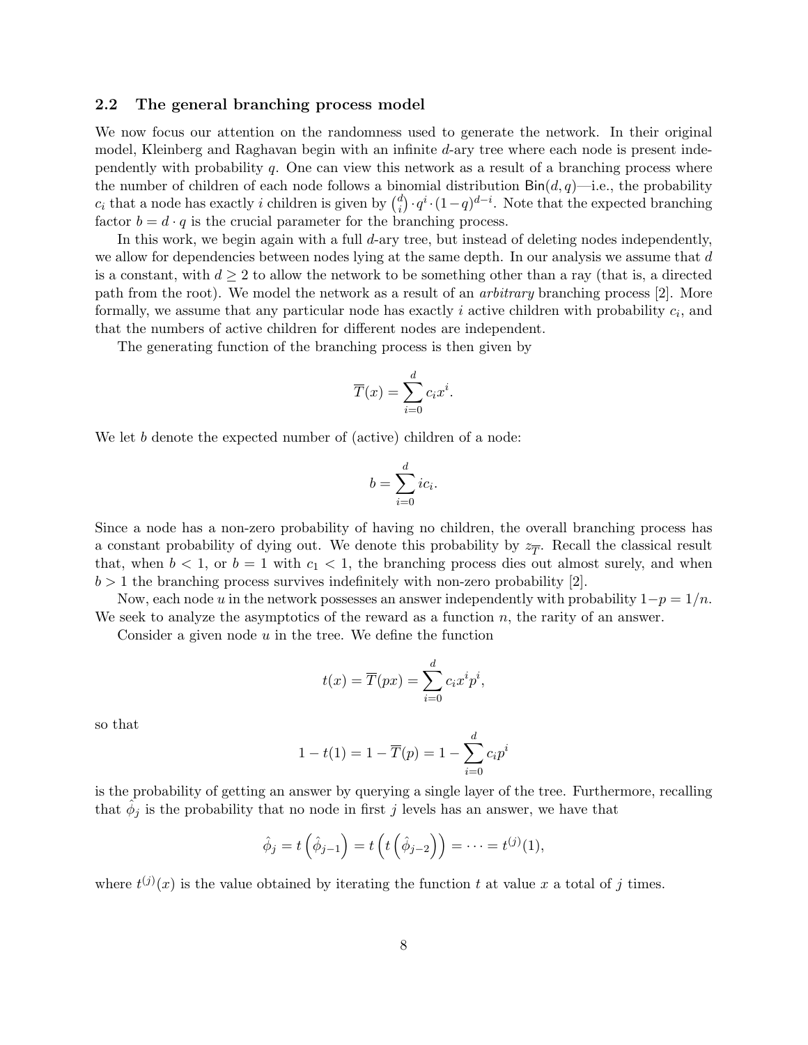### 2.2 The general branching process model

We now focus our attention on the randomness used to generate the network. In their original model, Kleinberg and Raghavan begin with an infinite $d$-ary tree where each node is present independently with probability $q$. One can view this network as a result of a branching process where the number of children of each node follows a binomial distribution $\mathsf{Bin}(d, q)$—i.e., the probability $c_i$ that a node has exactly $i$ children is given by $\binom{d}{i} \cdot q^i \cdot (1-q)^{d-i}$. Note that the expected branching factor $b = d \cdot q$ is the crucial parameter for the branching process.

In this work, we begin again with a full $d$-ary tree, but instead of deleting nodes independently, we allow for dependencies between nodes lying at the same depth. In our analysis we assume that $d$ is a constant, with $d \geq 2$ to allow the network to be something other than a ray (that is, a directed path from the root). We model the network as a result of an *arbitrary* branching process [2]. More formally, we assume that any particular node has exactly $i$ active children with probability $c_i$, and that the numbers of active children for different nodes are independent.

The generating function of the branching process is then given by

$$\overline{T}(x) = \sum_{i=0}^{d} c_i x^i.$$

We let $b$ denote the expected number of (active) children of a node:

$$b = \sum_{i=0}^{d} i c_i.$$

Since a node has a non-zero probability of having no children, the overall branching process has a constant probability of dying out. We denote this probability by $z_{\overline{T}}$. Recall the classical result that, when $b < 1$, or $b = 1$ with $c_1 < 1$, the branching process dies out almost surely, and when $b > 1$ the branching process survives indefinitely with non-zero probability [2].

Now, each node $u$ in the network possesses an answer independently with probability $1-p = 1/n$. We seek to analyze the asymptotics of the reward as a function $n$, the rarity of an answer.

Consider a given node $u$ in the tree. We define the function

$$t(x) = \overline{T}(px) = \sum_{i=0}^{d} c_i x^i p^i,$$

so that

$$1 - t(1) = 1 - \overline{T}(p) = 1 - \sum_{i=0}^{d} c_i p^i$$

is the probability of getting an answer by querying a single layer of the tree. Furthermore, recalling that $\hat{\phi}_j$ is the probability that no node in first $j$ levels has an answer, we have that

$$\hat{\phi}_j = t\left(\hat{\phi}_{j-1}\right) = t\left(t\left(\hat{\phi}_{j-2}\right)\right) = \cdots = t^{(j)}(1),$$

where $t^{(j)}(x)$ is the value obtained by iterating the function $t$ at value $x$ a total of $j$ times.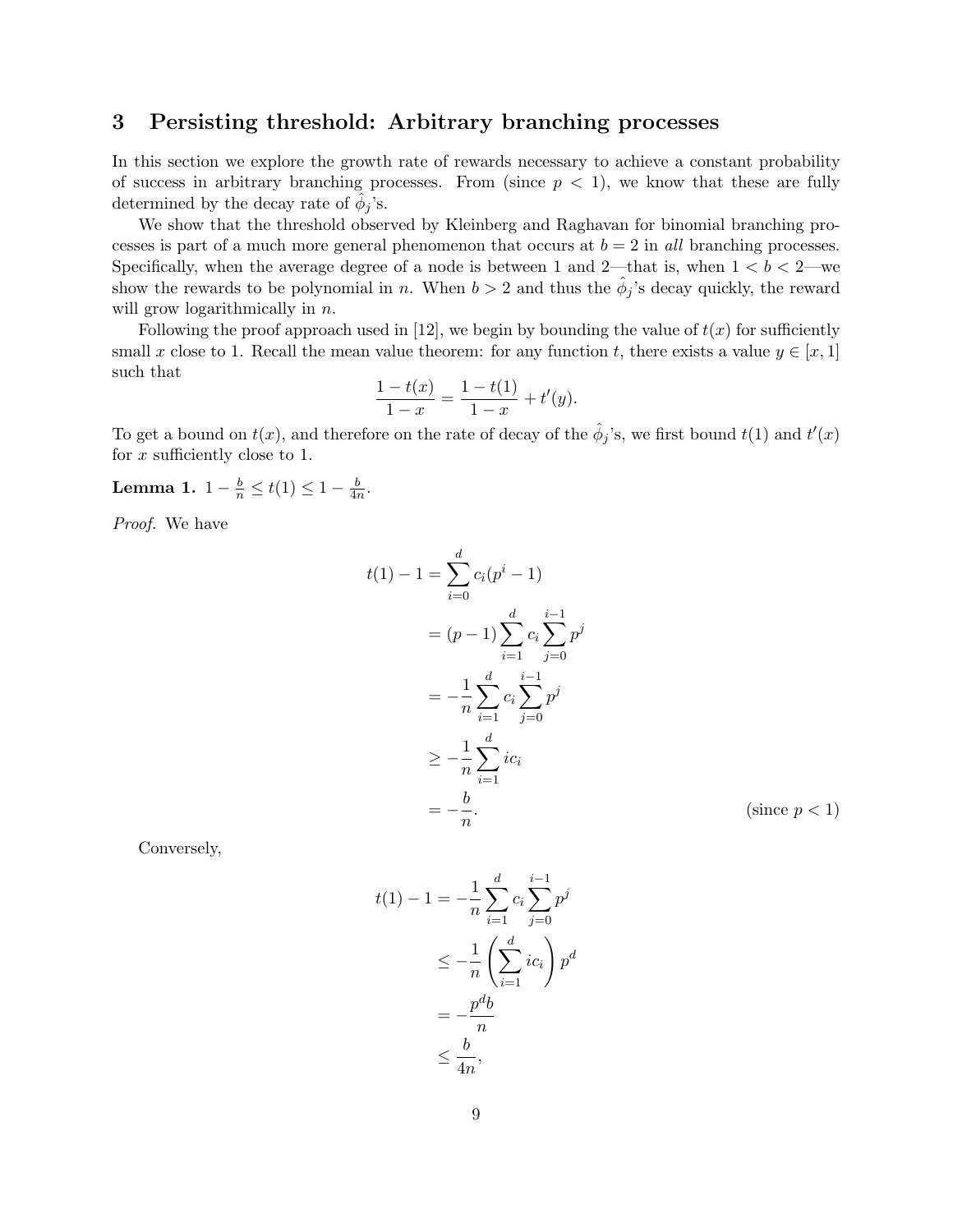## 3 Persisting threshold: Arbitrary branching processes

In this section we explore the growth rate of rewards necessary to achieve a constant probability of success in arbitrary branching processes. From (since $p < 1$), we know that these are fully determined by the decay rate of $\hat{\phi}_j$'s.

We show that the threshold observed by Kleinberg and Raghavan for binomial branching processes is part of a much more general phenomenon that occurs at $b = 2$ in *all* branching processes. Specifically, when the average degree of a node is between 1 and 2—that is, when $1 < b < 2$—we show the rewards to be polynomial in $n$. When $b > 2$ and thus the $\hat{\phi}_j$'s decay quickly, the reward will grow logarithmically in $n$.

Following the proof approach used in [12], we begin by bounding the value of $t(x)$ for sufficiently small $x$ close to 1. Recall the mean value theorem: for any function $t$, there exists a value $y \in [x, 1]$ such that

$$\frac{1 - t(x)}{1 - x} = \frac{1 - t(1)}{1 - x} + t'(y).$$

To get a bound on $t(x)$, and therefore on the rate of decay of the $\hat{\phi}_j$'s, we first bound $t(1)$ and $t'(x)$ for $x$ sufficiently close to 1.

**Lemma 1.** $1 - \frac{b}{n} \leq t(1) \leq 1 - \frac{b}{4n}$.

*Proof.* We have

$$\begin{aligned}
t(1) - 1 &= \sum_{i=0}^{d} c_i (p^i - 1) \\
&= (p - 1) \sum_{i=1}^{d} c_i \sum_{j=0}^{i-1} p^j \\
&= -\frac{1}{n} \sum_{i=1}^{d} c_i \sum_{j=0}^{i-1} p^j \\
&\geq -\frac{1}{n} \sum_{i=1}^{d} i c_i \\
&= -\frac{b}{n}. && \text{(since } p < 1\text{)}
\end{aligned}$$

Conversely,

$$\begin{aligned}
t(1) - 1 &= -\frac{1}{n} \sum_{i=1}^{d} c_i \sum_{j=0}^{i-1} p^j \\
&\leq -\frac{1}{n} \left( \sum_{i=1}^{d} i c_i \right) p^d \\
&= -\frac{p^d b}{n} \\
&\leq \frac{b}{4n},
\end{aligned}$$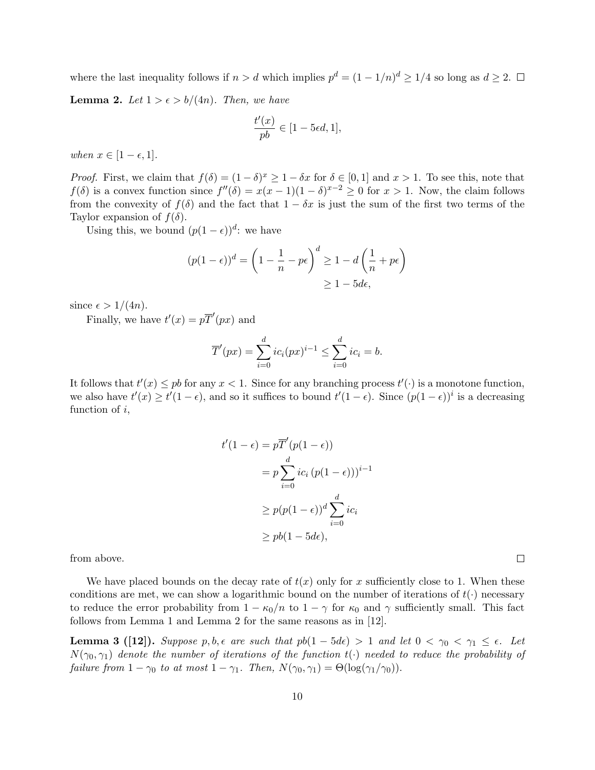where the last inequality follows if $n > d$ which implies $p^d = (1 - 1/n)^d \geq 1/4$ so long as $d \geq 2$. $\square$

**Lemma 2.** *Let $1 > \epsilon > b/(4n)$. Then, we have*

$$\frac{t'(x)}{pb} \in [1 - 5\epsilon d, 1],$$

*when $x \in [1 - \epsilon, 1]$.*

*Proof.* First, we claim that $f(\delta) = (1 - \delta)^x \geq 1 - \delta x$ for $\delta \in [0, 1]$ and $x > 1$. To see this, note that $f(\delta)$ is a convex function since $f''(\delta) = x(x-1)(1-\delta)^{x-2} \geq 0$ for $x > 1$. Now, the claim follows from the convexity of $f(\delta)$ and the fact that $1 - \delta x$ is just the sum of the first two terms of the Taylor expansion of $f(\delta)$.

Using this, we bound $(p(1-\epsilon))^d$: we have

$$\begin{aligned}(p(1-\epsilon))^d = \left(1 - \frac{1}{n} - p\epsilon\right)^d &\geq 1 - d\left(\frac{1}{n} + p\epsilon\right) \\ &\geq 1 - 5d\epsilon,\end{aligned}$$

since $\epsilon > 1/(4n)$.

Finally, we have $t'(x) = p\overline{T}'(px)$ and

$$\overline{T}'(px) = \sum_{i=0}^{d} ic_i(px)^{i-1} \leq \sum_{i=0}^{d} ic_i = b.$$

It follows that $t'(x) \leq pb$ for any $x < 1$. Since for any branching process $t'(\cdot)$ is a monotone function, we also have $t'(x) \geq t'(1-\epsilon)$, and so it suffices to bound $t'(1-\epsilon)$. Since $(p(1-\epsilon))^i$ is a decreasing function of $i$,

$$\begin{aligned}t'(1-\epsilon) &= p\overline{T}'(p(1-\epsilon)) \\ &= p\sum_{i=0}^{d} ic_i\left(p(1-\epsilon)\right)^{i-1} \\ &\geq p(p(1-\epsilon))^d \sum_{i=0}^{d} ic_i \\ &\geq pb(1-5d\epsilon),\end{aligned}$$

from above. $\square$

We have placed bounds on the decay rate of $t(x)$ only for $x$ sufficiently close to 1. When these conditions are met, we can show a logarithmic bound on the number of iterations of $t(\cdot)$ necessary to reduce the error probability from $1 - \kappa_0/n$ to $1 - \gamma$ for $\kappa_0$ and $\gamma$ sufficiently small. This fact follows from Lemma 1 and Lemma 2 for the same reasons as in [12].

**Lemma 3 ([12]).** *Suppose $p, b, \epsilon$ are such that $pb(1 - 5d\epsilon) > 1$ and let $0 < \gamma_0 < \gamma_1 \leq \epsilon$. Let $N(\gamma_0, \gamma_1)$ denote the number of iterations of the function $t(\cdot)$ needed to reduce the probability of failure from $1 - \gamma_0$ to at most $1 - \gamma_1$. Then, $N(\gamma_0, \gamma_1) = \Theta(\log(\gamma_1/\gamma_0))$.*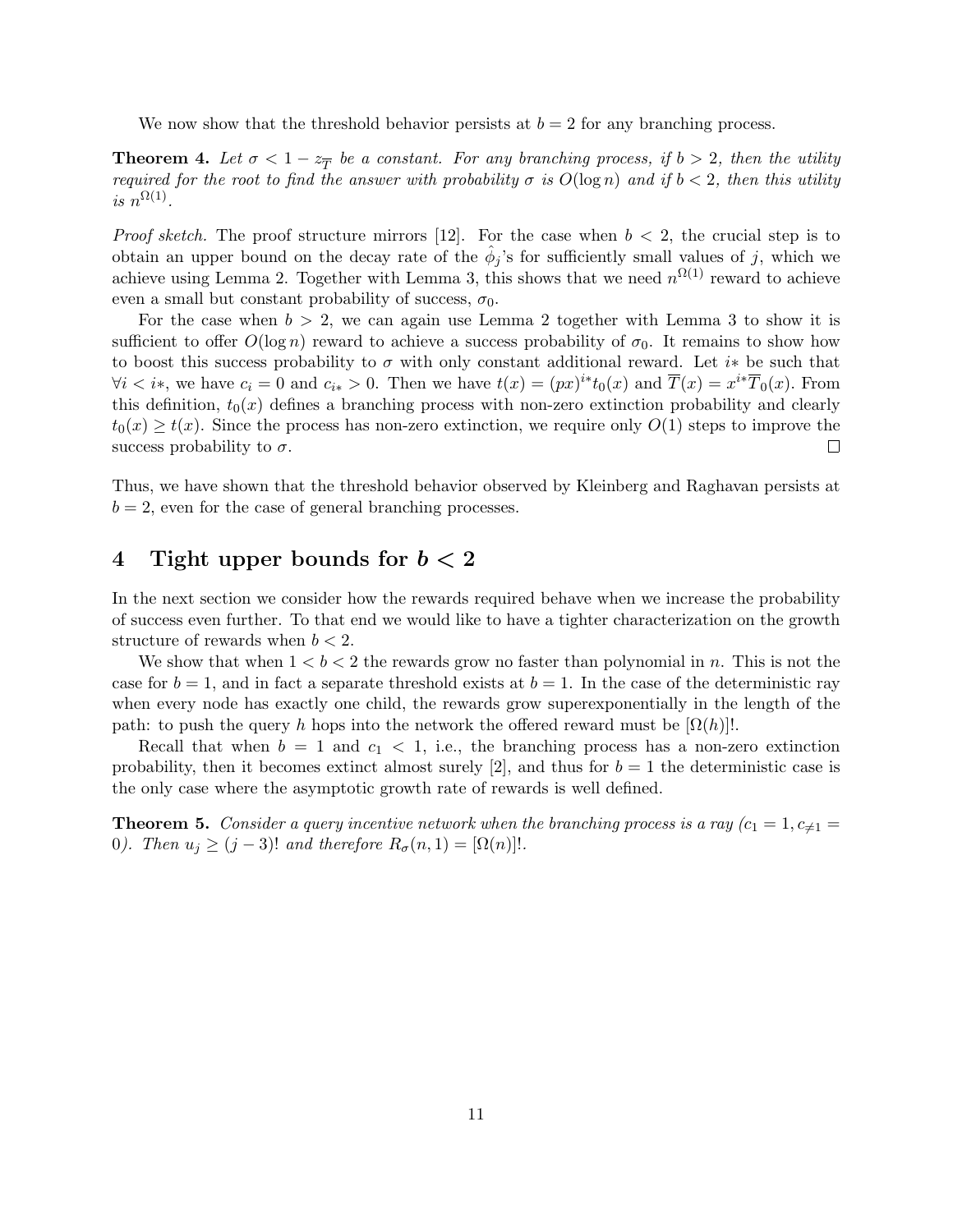We now show that the threshold behavior persists at $b = 2$ for any branching process.

**Theorem 4.** *Let $\sigma < 1 - z_{\overline{T}}$ be a constant. For any branching process, if $b > 2$, then the utility required for the root to find the answer with probability $\sigma$ is $O(\log n)$ and if $b < 2$, then this utility is $n^{\Omega(1)}$.*

*Proof sketch.* The proof structure mirrors [12]. For the case when $b < 2$, the crucial step is to obtain an upper bound on the decay rate of the $\hat{\phi}_j$'s for sufficiently small values of $j$, which we achieve using Lemma 2. Together with Lemma 3, this shows that we need $n^{\Omega(1)}$ reward to achieve even a small but constant probability of success, $\sigma_0$.

For the case when $b > 2$, we can again use Lemma 2 together with Lemma 3 to show it is sufficient to offer $O(\log n)$ reward to achieve a success probability of $\sigma_0$. It remains to show how to boost this success probability to $\sigma$ with only constant additional reward. Let $i*$ be such that $\forall i < i*$, we have $c_i = 0$ and $c_{i*} > 0$. Then we have $t(x) = (px)^{i*} t_0(x)$ and $\overline{T}(x) = x^{i*}\overline{T}_0(x)$. From this definition, $t_0(x)$ defines a branching process with non-zero extinction probability and clearly $t_0(x) \geq t(x)$. Since the process has non-zero extinction, we require only $O(1)$ steps to improve the success probability to $\sigma$. □

Thus, we have shown that the threshold behavior observed by Kleinberg and Raghavan persists at $b = 2$, even for the case of general branching processes.

# 4 Tight upper bounds for $b < 2$

In the next section we consider how the rewards required behave when we increase the probability of success even further. To that end we would like to have a tighter characterization on the growth structure of rewards when $b < 2$.

We show that when $1 < b < 2$ the rewards grow no faster than polynomial in $n$. This is not the case for $b = 1$, and in fact a separate threshold exists at $b = 1$. In the case of the deterministic ray when every node has exactly one child, the rewards grow superexponentially in the length of the path: to push the query $h$ hops into the network the offered reward must be $[\Omega(h)]!$.

Recall that when $b = 1$ and $c_1 < 1$, i.e., the branching process has a non-zero extinction probability, then it becomes extinct almost surely [2], and thus for $b = 1$ the deterministic case is the only case where the asymptotic growth rate of rewards is well defined.

**Theorem 5.** *Consider a query incentive network when the branching process is a ray ($c_1 = 1, c_{\neq 1} = 0$). Then $u_j \geq (j-3)!$ and therefore $R_\sigma(n, 1) = [\Omega(n)]!$.*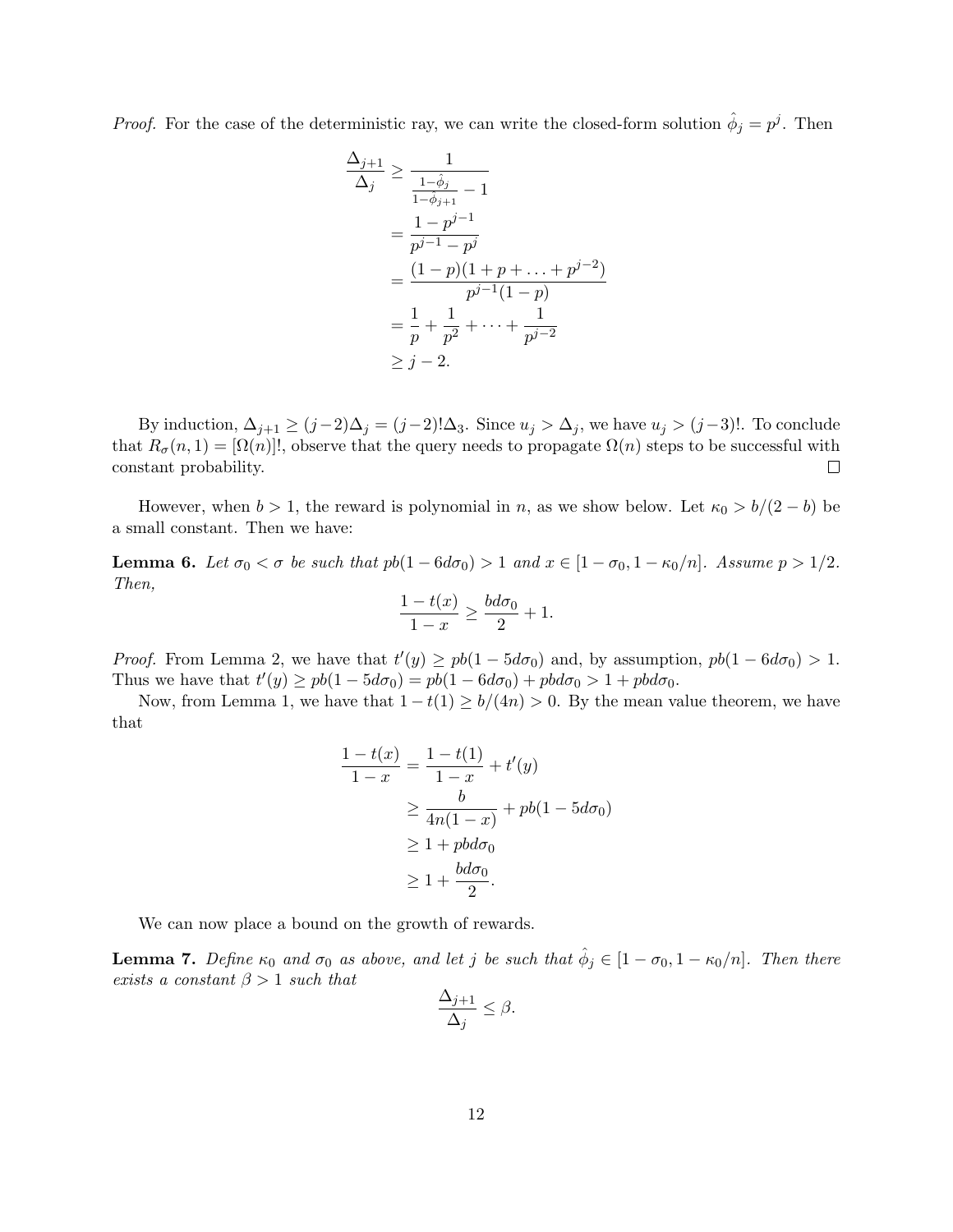*Proof.* For the case of the deterministic ray, we can write the closed-form solution $\hat{\phi}_j = p^j$. Then

$$
\begin{aligned}
\frac{\Delta_{j+1}}{\Delta_j} &\geq \frac{1}{\frac{1-\hat{\phi}_j}{1-\hat{\phi}_{j+1}} - 1} \\
&= \frac{1 - p^{j-1}}{p^{j-1} - p^j} \\
&= \frac{(1-p)(1 + p + \ldots + p^{j-2})}{p^{j-1}(1-p)} \\
&= \frac{1}{p} + \frac{1}{p^2} + \cdots + \frac{1}{p^{j-2}} \\
&\geq j - 2.
\end{aligned}
$$

By induction, $\Delta_{j+1} \geq (j-2)\Delta_j = (j-2)!\Delta_3$. Since $u_j > \Delta_j$, we have $u_j > (j-3)!$. To conclude that $R_\sigma(n, 1) = [\Omega(n)]!$, observe that the query needs to propagate $\Omega(n)$ steps to be successful with constant probability. $\square$

However, when $b > 1$, the reward is polynomial in $n$, as we show below. Let $\kappa_0 > b/(2-b)$ be a small constant. Then we have:

**Lemma 6.** *Let $\sigma_0 < \sigma$ be such that $pb(1 - 6d\sigma_0) > 1$ and $x \in [1 - \sigma_0, 1 - \kappa_0/n]$. Assume $p > 1/2$. Then,*

$$
\frac{1 - t(x)}{1 - x} \geq \frac{bd\sigma_0}{2} + 1.
$$

*Proof.* From Lemma 2, we have that $t'(y) \geq pb(1 - 5d\sigma_0)$ and, by assumption, $pb(1 - 6d\sigma_0) > 1$. Thus we have that $t'(y) \geq pb(1 - 5d\sigma_0) = pb(1 - 6d\sigma_0) + pbd\sigma_0 > 1 + pbd\sigma_0$.

Now, from Lemma 1, we have that $1 - t(1) \geq b/(4n) > 0$. By the mean value theorem, we have that

$$
\begin{aligned}
\frac{1 - t(x)}{1 - x} &= \frac{1 - t(1)}{1 - x} + t'(y) \\
&\geq \frac{b}{4n(1-x)} + pb(1 - 5d\sigma_0) \\
&\geq 1 + pbd\sigma_0 \\
&\geq 1 + \frac{bd\sigma_0}{2}.
\end{aligned}
$$

We can now place a bound on the growth of rewards.

**Lemma 7.** *Define $\kappa_0$ and $\sigma_0$ as above, and let $j$ be such that $\hat{\phi}_j \in [1 - \sigma_0, 1 - \kappa_0/n]$. Then there exists a constant $\beta > 1$ such that*

$$
\frac{\Delta_{j+1}}{\Delta_j} \leq \beta.
$$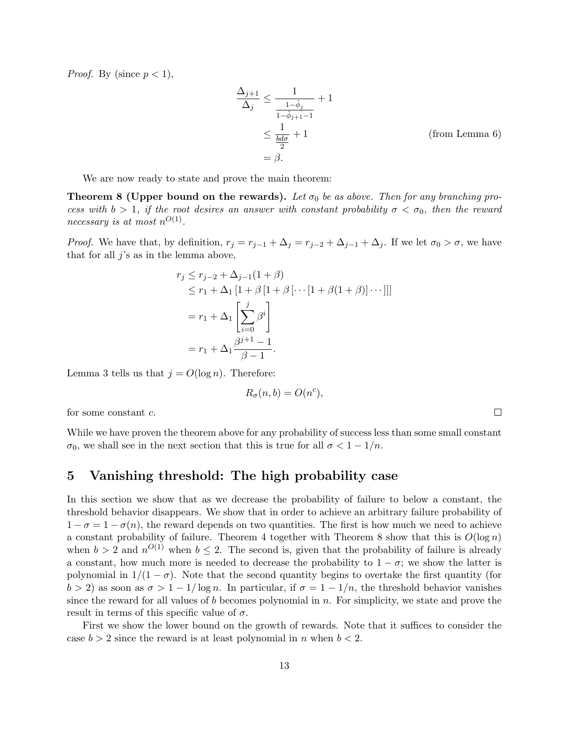*Proof.* By (since $p < 1$),

$$
\begin{aligned}
\frac{\Delta_{j+1}}{\Delta_j} &\le \frac{1}{\frac{1-\hat{\phi}_j}{1-\hat{\phi}_{j+1}-1}} + 1 \\
&\le \frac{1}{\frac{bd\sigma}{2}} + 1 && \text{(from Lemma 6)} \\
&= \beta.
\end{aligned}
$$

We are now ready to state and prove the main theorem:

**Theorem 8 (Upper bound on the rewards).** *Let $\sigma_0$ be as above. Then for any branching process with $b > 1$, if the root desires an answer with constant probability $\sigma < \sigma_0$, then the reward necessary is at most $n^{O(1)}$.*

*Proof.* We have that, by definition, $r_j = r_{j-1} + \Delta_j = r_{j-2} + \Delta_{j-1} + \Delta_j$. If we let $\sigma_0 > \sigma$, we have that for all $j$'s as in the lemma above,

$$
\begin{aligned}
r_j &\le r_{j-2} + \Delta_{j-1}(1+\beta) \\
&\le r_1 + \Delta_1 \left[1 + \beta \left[1 + \beta \left[\cdots \left[1 + \beta(1+\beta)\right] \cdots \right]\right]\right] \\
&= r_1 + \Delta_1 \left[\sum_{i=0}^{j} \beta^i\right] \\
&= r_1 + \Delta_1 \frac{\beta^{j+1} - 1}{\beta - 1}.
\end{aligned}
$$

Lemma 3 tells us that $j = O(\log n)$. Therefore:

$$
R_\sigma(n, b) = O(n^c),
$$

for some constant $c$. ∎

While we have proven the theorem above for any probability of success less than some small constant $\sigma_0$, we shall see in the next section that this is true for all $\sigma < 1 - 1/n$.

## 5 Vanishing threshold: The high probability case

In this section we show that as we decrease the probability of failure to below a constant, the threshold behavior disappears. We show that in order to achieve an arbitrary failure probability of $1 - \sigma = 1 - \sigma(n)$, the reward depends on two quantities. The first is how much we need to achieve a constant probability of failure. Theorem 4 together with Theorem 8 show that this is $O(\log n)$ when $b > 2$ and $n^{O(1)}$ when $b \le 2$. The second is, given that the probability of failure is already a constant, how much more is needed to decrease the probability to $1 - \sigma$; we show the latter is polynomial in $1/(1-\sigma)$. Note that the second quantity begins to overtake the first quantity (for $b > 2$) as soon as $\sigma > 1 - 1/\log n$. In particular, if $\sigma = 1 - 1/n$, the threshold behavior vanishes since the reward for all values of $b$ becomes polynomial in $n$. For simplicity, we state and prove the result in terms of this specific value of $\sigma$.

First we show the lower bound on the growth of rewards. Note that it suffices to consider the case $b > 2$ since the reward is at least polynomial in $n$ when $b < 2$.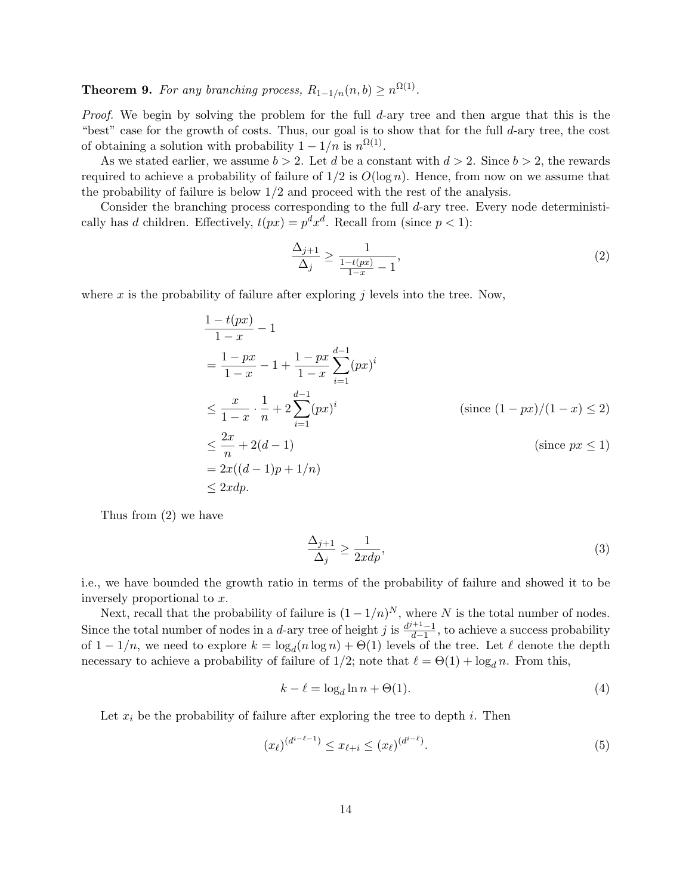**Theorem 9.** *For any branching process, $R_{1-1/n}(n, b) \geq n^{\Omega(1)}$.*

*Proof.* We begin by solving the problem for the full $d$-ary tree and then argue that this is the "best" case for the growth of costs. Thus, our goal is to show that for the full $d$-ary tree, the cost of obtaining a solution with probability $1 - 1/n$ is $n^{\Omega(1)}$.

As we stated earlier, we assume $b > 2$. Let $d$ be a constant with $d > 2$. Since $b > 2$, the rewards required to achieve a probability of failure of $1/2$ is $O(\log n)$. Hence, from now on we assume that the probability of failure is below $1/2$ and proceed with the rest of the analysis.

Consider the branching process corresponding to the full $d$-ary tree. Every node deterministically has $d$ children. Effectively, $t(px) = p^d x^d$. Recall from (since $p < 1$):

$$\frac{\Delta_{j+1}}{\Delta_j} \geq \frac{1}{\frac{1-t(px)}{1-x} - 1}, \tag{2}$$

where $x$ is the probability of failure after exploring $j$ levels into the tree. Now,

$$\begin{aligned}
&\frac{1-t(px)}{1-x} - 1 \\
&= \frac{1-px}{1-x} - 1 + \frac{1-px}{1-x}\sum_{i=1}^{d-1}(px)^i \\
&\leq \frac{x}{1-x} \cdot \frac{1}{n} + 2\sum_{i=1}^{d-1}(px)^i && \text{(since } (1-px)/(1-x) \leq 2\text{)} \\
&\leq \frac{2x}{n} + 2(d-1) && \text{(since } px \leq 1\text{)} \\
&= 2x((d-1)p + 1/n) \\
&\leq 2xdp.
\end{aligned}$$

Thus from (2) we have

$$\frac{\Delta_{j+1}}{\Delta_j} \geq \frac{1}{2xdp}, \tag{3}$$

i.e., we have bounded the growth ratio in terms of the probability of failure and showed it to be inversely proportional to $x$.

Next, recall that the probability of failure is $(1 - 1/n)^N$, where $N$ is the total number of nodes. Since the total number of nodes in a $d$-ary tree of height $j$ is $\frac{d^{j+1}-1}{d-1}$, to achieve a success probability of $1 - 1/n$, we need to explore $k = \log_d(n \log n) + \Theta(1)$ levels of the tree. Let $\ell$ denote the depth necessary to achieve a probability of failure of $1/2$; note that $\ell = \Theta(1) + \log_d n$. From this,

$$k - \ell = \log_d \ln n + \Theta(1). \tag{4}$$

Let $x_i$ be the probability of failure after exploring the tree to depth $i$. Then

$$(x_\ell)^{(d^{i-\ell-1})} \leq x_{\ell+i} \leq (x_\ell)^{(d^{i-\ell})}. \tag{5}$$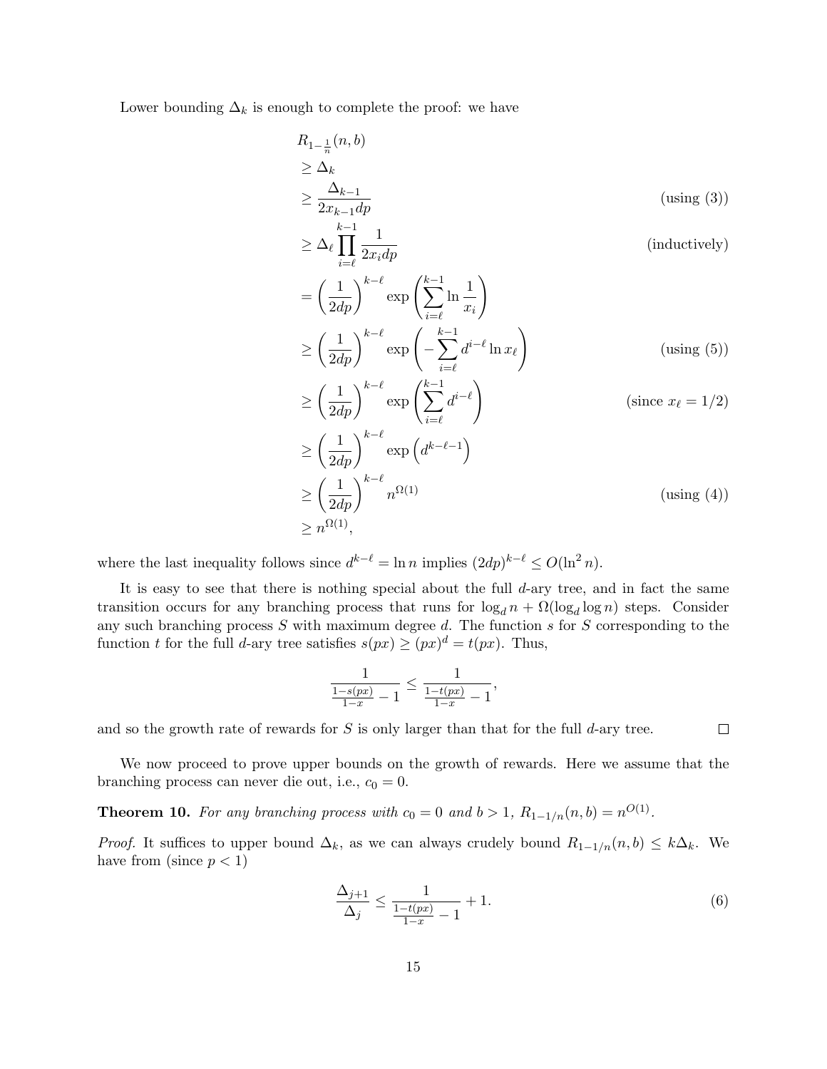Lower bounding $\Delta_k$ is enough to complete the proof: we have

$$
\begin{aligned}
& R_{1-\frac{1}{n}}(n,b) \\
& \geq \Delta_k \\
& \geq \frac{\Delta_{k-1}}{2x_{k-1}dp} && \text{(using (3))} \\
& \geq \Delta_\ell \prod_{i=\ell}^{k-1} \frac{1}{2x_i dp} && \text{(inductively)} \\
& = \left(\frac{1}{2dp}\right)^{k-\ell} \exp\left(\sum_{i=\ell}^{k-1} \ln \frac{1}{x_i}\right) \\
& \geq \left(\frac{1}{2dp}\right)^{k-\ell} \exp\left(-\sum_{i=\ell}^{k-1} d^{i-\ell} \ln x_\ell\right) && \text{(using (5))} \\
& \geq \left(\frac{1}{2dp}\right)^{k-\ell} \exp\left(\sum_{i=\ell}^{k-1} d^{i-\ell}\right) && \text{(since } x_\ell = 1/2\text{)} \\
& \geq \left(\frac{1}{2dp}\right)^{k-\ell} \exp\left(d^{k-\ell-1}\right) \\
& \geq \left(\frac{1}{2dp}\right)^{k-\ell} n^{\Omega(1)} && \text{(using (4))} \\
& \geq n^{\Omega(1)},
\end{aligned}
$$

where the last inequality follows since $d^{k-\ell} = \ln n$ implies $(2dp)^{k-\ell} \leq O(\ln^2 n)$.

It is easy to see that there is nothing special about the full $d$-ary tree, and in fact the same transition occurs for any branching process that runs for $\log_d n + \Omega(\log_d \log n)$ steps. Consider any such branching process $S$ with maximum degree $d$. The function $s$ for $S$ corresponding to the function $t$ for the full $d$-ary tree satisfies $s(px) \geq (px)^d = t(px)$. Thus,

$$\frac{1}{\frac{1-s(px)}{1-x} - 1} \leq \frac{1}{\frac{1-t(px)}{1-x} - 1},$$

and so the growth rate of rewards for $S$ is only larger than that for the full $d$-ary tree. $\square$

We now proceed to prove upper bounds on the growth of rewards. Here we assume that the branching process can never die out, i.e., $c_0 = 0$.

**Theorem 10.** *For any branching process with $c_0 = 0$ and $b > 1$, $R_{1-1/n}(n,b) = n^{O(1)}$.*

*Proof.* It suffices to upper bound $\Delta_k$, as we can always crudely bound $R_{1-1/n}(n,b) \leq k\Delta_k$. We have from (since $p < 1$)

$$\frac{\Delta_{j+1}}{\Delta_j} \leq \frac{1}{\frac{1-t(px)}{1-x} - 1} + 1. \tag{6}$$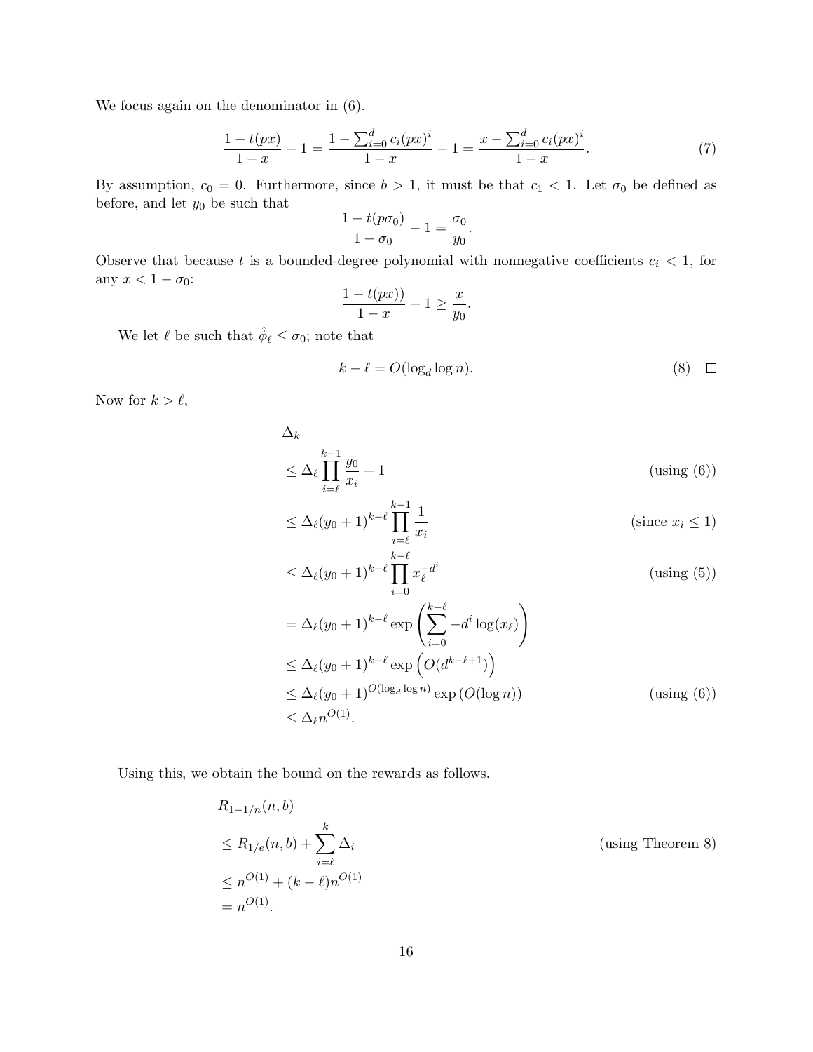We focus again on the denominator in (6).

$$\frac{1 - t(px)}{1 - x} - 1 = \frac{1 - \sum_{i=0}^{d} c_i (px)^i}{1 - x} - 1 = \frac{x - \sum_{i=0}^{d} c_i (px)^i}{1 - x}. \tag{7}$$

By assumption, $c_0 = 0$. Furthermore, since $b > 1$, it must be that $c_1 < 1$. Let $\sigma_0$ be defined as before, and let $y_0$ be such that

$$\frac{1 - t(p\sigma_0)}{1 - \sigma_0} - 1 = \frac{\sigma_0}{y_0}.$$

Observe that because $t$ is a bounded-degree polynomial with nonnegative coefficients $c_i < 1$, for any $x < 1 - \sigma_0$:

$$\frac{1 - t(px))}{1 - x} - 1 \geq \frac{x}{y_0}.$$

We let $\ell$ be such that $\hat{\phi}_\ell \leq \sigma_0$; note that

$$k - \ell = O(\log_d \log n). \tag{8}$$

□

Now for $k > \ell$,

$$\begin{aligned}
&\Delta_k \\
&\leq \Delta_\ell \prod_{i=\ell}^{k-1} \frac{y_0}{x_i} + 1 && \text{(using (6))} \\
&\leq \Delta_\ell (y_0 + 1)^{k-\ell} \prod_{i=\ell}^{k-1} \frac{1}{x_i} && \text{(since } x_i \leq 1\text{)} \\
&\leq \Delta_\ell (y_0 + 1)^{k-\ell} \prod_{i=0}^{k-\ell} x_\ell^{-d^i} && \text{(using (5))} \\
&= \Delta_\ell (y_0 + 1)^{k-\ell} \exp\left(\sum_{i=0}^{k-\ell} -d^i \log(x_\ell)\right) \\
&\leq \Delta_\ell (y_0 + 1)^{k-\ell} \exp\left(O(d^{k-\ell+1})\right) \\
&\leq \Delta_\ell (y_0 + 1)^{O(\log_d \log n)} \exp\left(O(\log n)\right) && \text{(using (6))} \\
&\leq \Delta_\ell n^{O(1)}.
\end{aligned}$$

Using this, we obtain the bound on the rewards as follows.

$$\begin{aligned}
&R_{1-1/n}(n, b) \\
&\leq R_{1/e}(n, b) + \sum_{i=\ell}^{k} \Delta_i && \text{(using Theorem 8)} \\
&\leq n^{O(1)} + (k - \ell) n^{O(1)} \\
&= n^{O(1)}.
\end{aligned}$$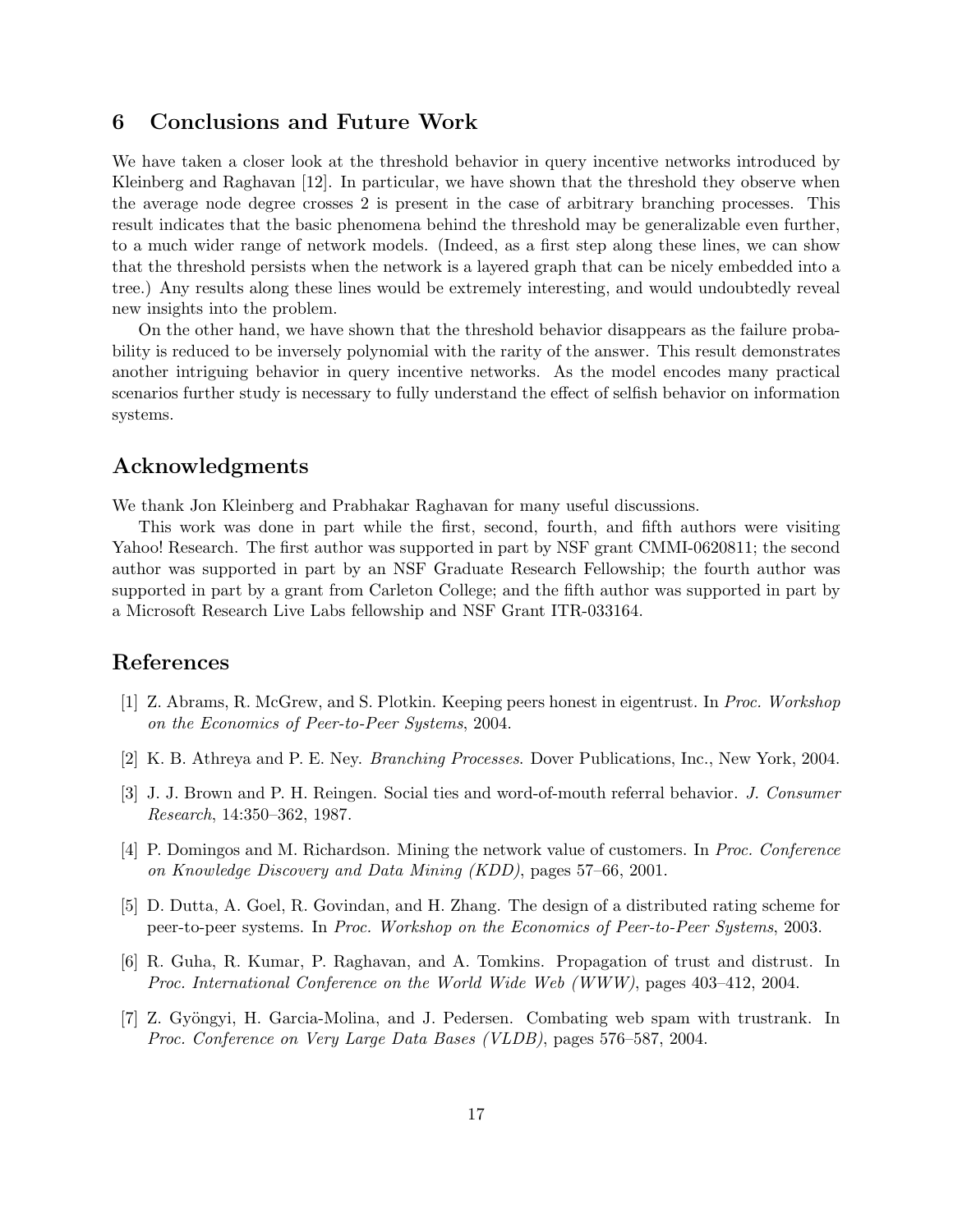## 6 Conclusions and Future Work

We have taken a closer look at the threshold behavior in query incentive networks introduced by Kleinberg and Raghavan [12]. In particular, we have shown that the threshold they observe when the average node degree crosses 2 is present in the case of arbitrary branching processes. This result indicates that the basic phenomena behind the threshold may be generalizable even further, to a much wider range of network models. (Indeed, as a first step along these lines, we can show that the threshold persists when the network is a layered graph that can be nicely embedded into a tree.) Any results along these lines would be extremely interesting, and would undoubtedly reveal new insights into the problem.

On the other hand, we have shown that the threshold behavior disappears as the failure probability is reduced to be inversely polynomial with the rarity of the answer. This result demonstrates another intriguing behavior in query incentive networks. As the model encodes many practical scenarios further study is necessary to fully understand the effect of selfish behavior on information systems.

## Acknowledgments

We thank Jon Kleinberg and Prabhakar Raghavan for many useful discussions.

This work was done in part while the first, second, fourth, and fifth authors were visiting Yahoo! Research. The first author was supported in part by NSF grant CMMI-0620811; the second author was supported in part by an NSF Graduate Research Fellowship; the fourth author was supported in part by a grant from Carleton College; and the fifth author was supported in part by a Microsoft Research Live Labs fellowship and NSF Grant ITR-033164.

## References

[1] Z. Abrams, R. McGrew, and S. Plotkin. Keeping peers honest in eigentrust. In *Proc. Workshop on the Economics of Peer-to-Peer Systems*, 2004.

[2] K. B. Athreya and P. E. Ney. *Branching Processes*. Dover Publications, Inc., New York, 2004.

[3] J. J. Brown and P. H. Reingen. Social ties and word-of-mouth referral behavior. *J. Consumer Research*, 14:350–362, 1987.

[4] P. Domingos and M. Richardson. Mining the network value of customers. In *Proc. Conference on Knowledge Discovery and Data Mining (KDD)*, pages 57–66, 2001.

[5] D. Dutta, A. Goel, R. Govindan, and H. Zhang. The design of a distributed rating scheme for peer-to-peer systems. In *Proc. Workshop on the Economics of Peer-to-Peer Systems*, 2003.

[6] R. Guha, R. Kumar, P. Raghavan, and A. Tomkins. Propagation of trust and distrust. In *Proc. International Conference on the World Wide Web (WWW)*, pages 403–412, 2004.

[7] Z. Gyöngyi, H. Garcia-Molina, and J. Pedersen. Combating web spam with trustrank. In *Proc. Conference on Very Large Data Bases (VLDB)*, pages 576–587, 2004.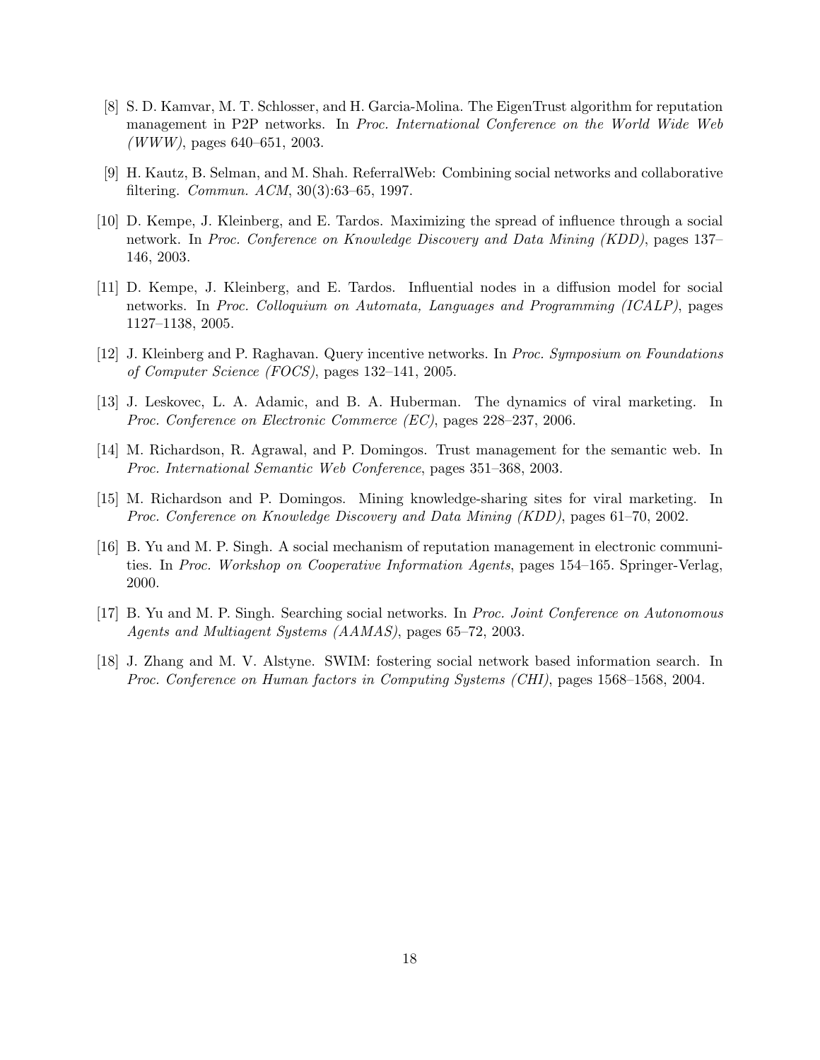[8] S. D. Kamvar, M. T. Schlosser, and H. Garcia-Molina. The EigenTrust algorithm for reputation management in P2P networks. In *Proc. International Conference on the World Wide Web (WWW)*, pages 640–651, 2003.

[9] H. Kautz, B. Selman, and M. Shah. ReferralWeb: Combining social networks and collaborative filtering. *Commun. ACM*, 30(3):63–65, 1997.

[10] D. Kempe, J. Kleinberg, and E. Tardos. Maximizing the spread of influence through a social network. In *Proc. Conference on Knowledge Discovery and Data Mining (KDD)*, pages 137–146, 2003.

[11] D. Kempe, J. Kleinberg, and E. Tardos. Influential nodes in a diffusion model for social networks. In *Proc. Colloquium on Automata, Languages and Programming (ICALP)*, pages 1127–1138, 2005.

[12] J. Kleinberg and P. Raghavan. Query incentive networks. In *Proc. Symposium on Foundations of Computer Science (FOCS)*, pages 132–141, 2005.

[13] J. Leskovec, L. A. Adamic, and B. A. Huberman. The dynamics of viral marketing. In *Proc. Conference on Electronic Commerce (EC)*, pages 228–237, 2006.

[14] M. Richardson, R. Agrawal, and P. Domingos. Trust management for the semantic web. In *Proc. International Semantic Web Conference*, pages 351–368, 2003.

[15] M. Richardson and P. Domingos. Mining knowledge-sharing sites for viral marketing. In *Proc. Conference on Knowledge Discovery and Data Mining (KDD)*, pages 61–70, 2002.

[16] B. Yu and M. P. Singh. A social mechanism of reputation management in electronic communities. In *Proc. Workshop on Cooperative Information Agents*, pages 154–165. Springer-Verlag, 2000.

[17] B. Yu and M. P. Singh. Searching social networks. In *Proc. Joint Conference on Autonomous Agents and Multiagent Systems (AAMAS)*, pages 65–72, 2003.

[18] J. Zhang and M. V. Alstyne. SWIM: fostering social network based information search. In *Proc. Conference on Human factors in Computing Systems (CHI)*, pages 1568–1568, 2004.